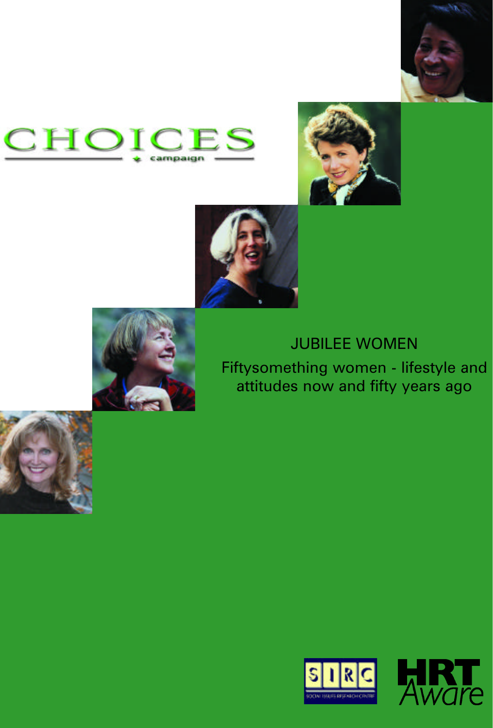CHOICES

campaign

# JUBILEE WOMEN

Fiftysomething women - lifestyle and attitudes now and fifty years ago

SIRC

SOCIAL ISSUES RESEARCH CENTRE

HRT Aware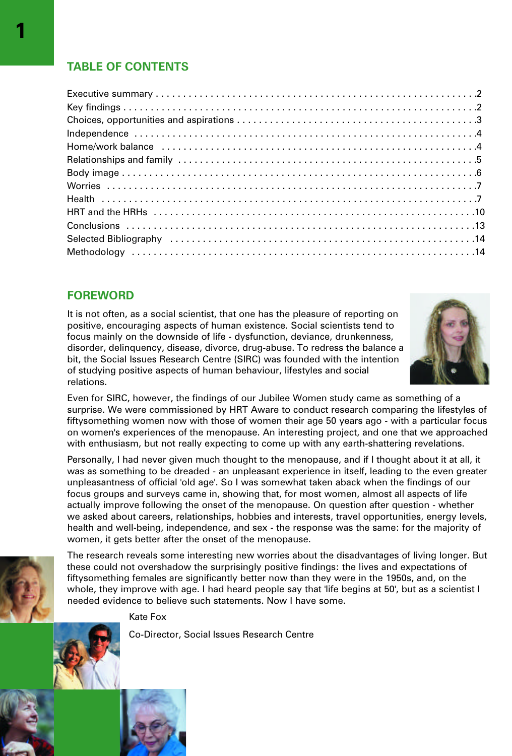## TABLE OF CONTENTS

| | |
|---|---|
| Executive summary | 2 |
| Key findings | 2 |
| Choices, opportunities and aspirations | 3 |
| Independence | 4 |
| Home/work balance | 4 |
| Relationships and family | 5 |
| Body image | 6 |
| Worries | 7 |
| Health | 7 |
| HRT and the HRHs | 10 |
| Conclusions | 13 |
| Selected Bibliography | 14 |
| Methodology | 14 |

## FOREWORD

It is not often, as a social scientist, that one has the pleasure of reporting on positive, encouraging aspects of human existence. Social scientists tend to focus mainly on the downside of life - dysfunction, deviance, drunkenness, disorder, delinquency, disease, divorce, drug-abuse. To redress the balance a bit, the Social Issues Research Centre (SIRC) was founded with the intention of studying positive aspects of human behaviour, lifestyles and social relations.

Even for SIRC, however, the findings of our Jubilee Women study came as something of a surprise. We were commissioned by HRT Aware to conduct research comparing the lifestyles of fiftysomething women now with those of women their age 50 years ago - with a particular focus on women's experiences of the menopause. An interesting project, and one that we approached with enthusiasm, but not really expecting to come up with any earth-shattering revelations.

Personally, I had never given much thought to the menopause, and if I thought about it at all, it was as something to be dreaded - an unpleasant experience in itself, leading to the even greater unpleasantness of official 'old age'. So I was somewhat taken aback when the findings of our focus groups and surveys came in, showing that, for most women, almost all aspects of life actually improve following the onset of the menopause. On question after question - whether we asked about careers, relationships, hobbies and interests, travel opportunities, energy levels, health and well-being, independence, and sex - the response was the same: for the majority of women, it gets better after the onset of the menopause.

The research reveals some interesting new worries about the disadvantages of living longer. But these could not overshadow the surprisingly positive findings: the lives and expectations of fiftysomething females are significantly better now than they were in the 1950s, and, on the whole, they improve with age. I had heard people say that 'life begins at 50', but as a scientist I needed evidence to believe such statements. Now I have some.

Kate Fox

Co-Director, Social Issues Research Centre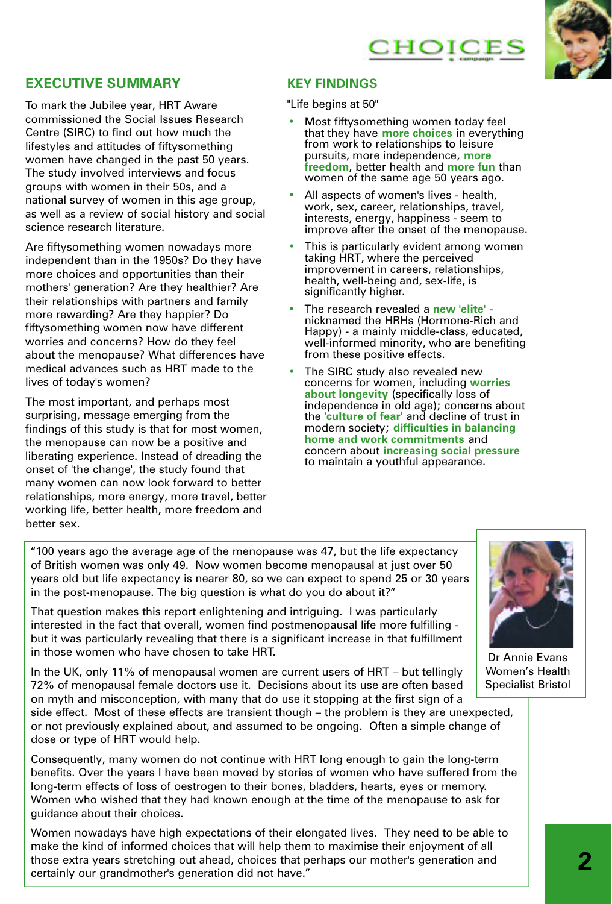## EXECUTIVE SUMMARY

To mark the Jubilee year, HRT Aware commissioned the Social Issues Research Centre (SIRC) to find out how much the lifestyles and attitudes of fiftysomething women have changed in the past 50 years. The study involved interviews and focus groups with women in their 50s, and a national survey of women in this age group, as well as a review of social history and social science research literature.

Are fiftysomething women nowadays more independent than in the 1950s? Do they have more choices and opportunities than their mothers' generation? Are they healthier? Are their relationships with partners and family more rewarding? Are they happier? Do fiftysomething women now have different worries and concerns? How do they feel about the menopause? What differences have medical advances such as HRT made to the lives of today's women?

The most important, and perhaps most surprising, message emerging from the findings of this study is that for most women, the menopause can now be a positive and liberating experience. Instead of dreading the onset of 'the change', the study found that many women can now look forward to better relationships, more energy, more travel, better working life, better health, more freedom and better sex.

## KEY FINDINGS

"Life begins at 50"

- Most fiftysomething women today feel that they have **more choices** in everything from work to relationships to leisure pursuits, more independence, **more freedom**, better health and **more fun** than women of the same age 50 years ago.
- All aspects of women's lives - health, work, sex, career, relationships, travel, interests, energy, happiness - seem to improve after the onset of the menopause.
- This is particularly evident among women taking HRT, where the perceived improvement in careers, relationships, health, well-being and, sex-life, is significantly higher.
- The research revealed a **new 'elite'** - nicknamed the HRHs (Hormone-Rich and Happy) - a mainly middle-class, educated, well-informed minority, who are benefiting from these positive effects.
- The SIRC study also revealed new concerns for women, including **worries about longevity** (specifically loss of independence in old age); concerns about the **'culture of fear'** and decline of trust in modern society; **difficulties in balancing home and work commitments** and concern about **increasing social pressure** to maintain a youthful appearance.

"100 years ago the average age of the menopause was 47, but the life expectancy of British women was only 49. Now women become menopausal at just over 50 years old but life expectancy is nearer 80, so we can expect to spend 25 or 30 years in the post-menopause. The big question is what do you do about it?"

That question makes this report enlightening and intriguing. I was particularly interested in the fact that overall, women find postmenopausal life more fulfilling - but it was particularly revealing that there is a significant increase in that fulfillment in those women who have chosen to take HRT.

In the UK, only 11% of menopausal women are current users of HRT – but tellingly 72% of menopausal female doctors use it. Decisions about its use are often based on myth and misconception, with many that do use it stopping at the first sign of a side effect. Most of these effects are transient though – the problem is they are unexpected, or not previously explained about, and assumed to be ongoing. Often a simple change of dose or type of HRT would help.

Consequently, many women do not continue with HRT long enough to gain the long-term benefits. Over the years I have been moved by stories of women who have suffered from the long-term effects of loss of oestrogen to their bones, bladders, hearts, eyes or memory. Women who wished that they had known enough at the time of the menopause to ask for guidance about their choices.

Women nowadays have high expectations of their elongated lives. They need to be able to make the kind of informed choices that will help them to maximise their enjoyment of all those extra years stretching out ahead, choices that perhaps our mother's generation and certainly our grandmother's generation did not have."

Dr Annie Evans
Women's Health Specialist Bristol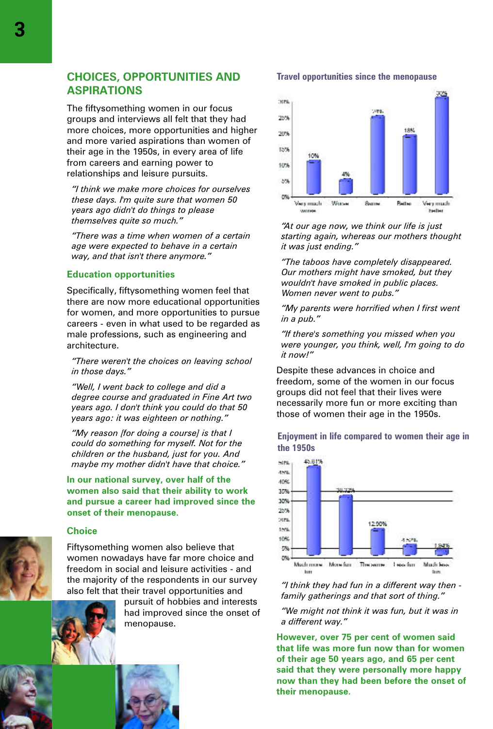## CHOICES, OPPORTUNITIES AND ASPIRATIONS

The fiftysomething women in our focus groups and interviews all felt that they had more choices, more opportunities and higher and more varied aspirations than women of their age in the 1950s, in every area of life from careers and earning power to relationships and leisure pursuits.

*"I think we make more choices for ourselves these days. I'm quite sure that women 50 years ago didn't do things to please themselves quite so much."*

*"There was a time when women of a certain age were expected to behave in a certain way, and that isn't there anymore."*

### Education opportunities

Specifically, fiftysomething women feel that there are now more educational opportunities for women, and more opportunities to pursue careers - even in what used to be regarded as male professions, such as engineering and architecture.

*"There weren't the choices on leaving school in those days."*

*"Well, I went back to college and did a degree course and graduated in Fine Art two years ago. I don't think you could do that 50 years ago: it was eighteen or nothing."*

*"My reason [for doing a course] is that I could do something for myself. Not for the children or the husband, just for you. And maybe my mother didn't have that choice."*

**In our national survey, over half of the women also said that their ability to work and pursue a career had improved since the onset of their menopause.**

### Choice

Fiftysomething women also believe that women nowadays have far more choice and freedom in social and leisure activities - and the majority of the respondents in our survey also felt that their travel opportunities and pursuit of hobbies and interests had improved since the onset of menopause.

**Travel opportunities since the menopause**

| Very much worse | Worse | Same | Better | Very much better |
|---|---|---|---|---|
| 10% | 4% | 24% | 18% | 30% |

*"At our age now, we think our life is just starting again, whereas our mothers thought it was just ending."*

*"The taboos have completely disappeared. Our mothers might have smoked, but they wouldn't have smoked in public places. Women never went to pubs."*

*"My parents were horrified when I first went in a pub."*

*"If there's something you missed when you were younger, you think, well, I'm going to do it now!"*

Despite these advances in choice and freedom, some of the women in our focus groups did not feel that their lives were necessarily more fun or more exciting than those of women their age in the 1950s.

**Enjoyment in life compared to women their age in the 1950s**

| Much more fun | More fun | The same | Less fun | Much less fun |
|---|---|---|---|---|
| 45.81% | 30.73% | 12.90% | 4.52% | 1.84% |

*"I think they had fun in a different way then - family gatherings and that sort of thing."*

*"We might not think it was fun, but it was in a different way."*

**However, over 75 per cent of women said that life was more fun now than for women of their age 50 years ago, and 65 per cent said that they were personally more happy now than they had been before the onset of their menopause.**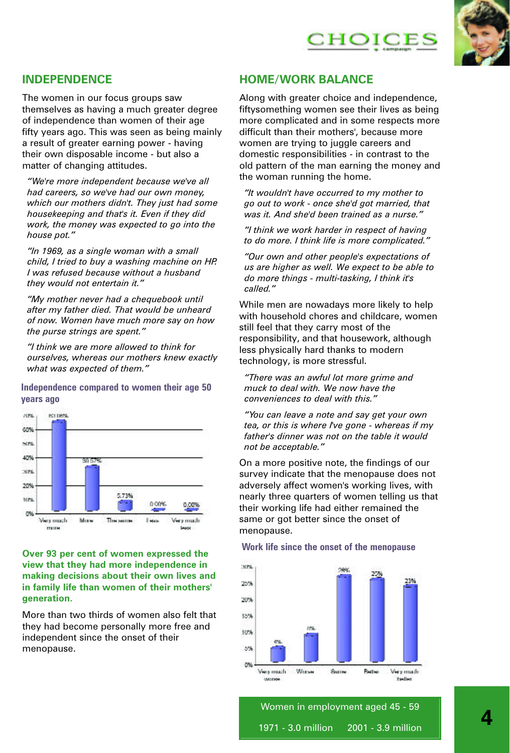## INDEPENDENCE

The women in our focus groups saw themselves as having a much greater degree of independence than women of their age fifty years ago. This was seen as being mainly a result of greater earning power - having their own disposable income - but also a matter of changing attitudes.

*"We're more independent because we've all had careers, so we've had our own money, which our mothers didn't. They just had some housekeeping and that's it. Even if they did work, the money was expected to go into the house pot."*

*"In 1969, as a single woman with a small child, I tried to buy a washing machine on HP. I was refused because without a husband they would not entertain it."*

*"My mother never had a chequebook until after my father died. That would be unheard of now. Women have much more say on how the purse strings are spent."*

*"I think we are more allowed to think for ourselves, whereas our mothers knew exactly what was expected of them."*

**Independence compared to women their age 50 years ago**

| Very much more | More | The same | Less | Very much less |
|---|---|---|---|---|
| 63.06% | 30.57% | 5.73% | 0.00% | 0.00% |

**Over 93 per cent of women expressed the view that they had more independence in making decisions about their own lives and in family life than women of their mothers' generation.**

More than two thirds of women also felt that they had become personally more free and independent since the onset of their menopause.

## HOME/WORK BALANCE

Along with greater choice and independence, fiftysomething women see their lives as being more complicated and in some respects more difficult than their mothers', because more women are trying to juggle careers and domestic responsibilities - in contrast to the old pattern of the man earning the money and the woman running the home.

*"It wouldn't have occurred to my mother to go out to work - once she'd got married, that was it. And she'd been trained as a nurse."*

*"I think we work harder in respect of having to do more. I think life is more complicated."*

*"Our own and other people's expectations of us are higher as well. We expect to be able to do more things - multi-tasking, I think it's called."*

While men are nowadays more likely to help with household chores and childcare, women still feel that they carry most of the responsibility, and that housework, although less physically hard thanks to modern technology, is more stressful.

*"There was an awful lot more grime and muck to deal with. We now have the conveniences to deal with this."*

*"You can leave a note and say get your own tea, or this is where I've gone - whereas if my father's dinner was not on the table it would not be acceptable."*

On a more positive note, the findings of our survey indicate that the menopause does not adversely affect women's working lives, with nearly three quarters of women telling us that their working life had either remained the same or got better since the onset of menopause.

**Work life since the onset of the menopause**

| Very much worse | Worse | Same | Better | Very much better |
|---|---|---|---|---|
| 4% | 9% | 28% | 26% | 23% |

Women in employment aged 45 - 59

1971 - 3.0 million    2001 - 3.9 million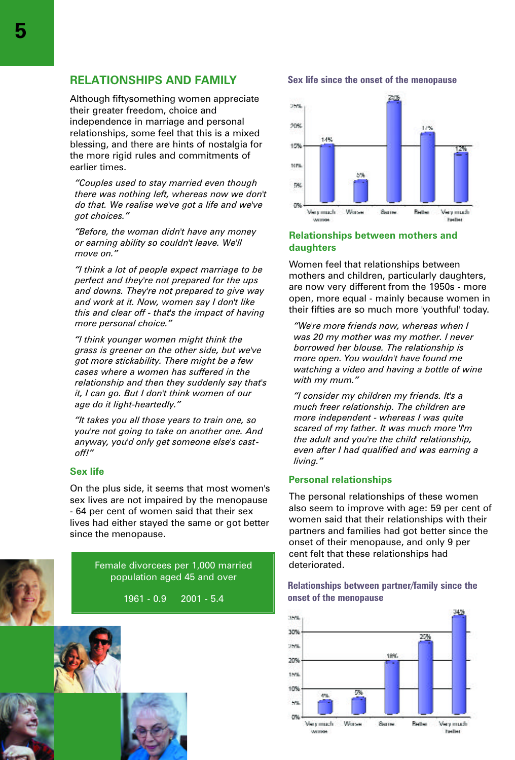## RELATIONSHIPS AND FAMILY

Although fiftysomething women appreciate their greater freedom, choice and independence in marriage and personal relationships, some feel that this is a mixed blessing, and there are hints of nostalgia for the more rigid rules and commitments of earlier times.

*"Couples used to stay married even though there was nothing left, whereas now we don't do that. We realise we've got a life and we've got choices."*

*"Before, the woman didn't have any money or earning ability so couldn't leave. We'll move on."*

*"I think a lot of people expect marriage to be perfect and they're not prepared for the ups and downs. They're not prepared to give way and work at it. Now, women say I don't like this and clear off - that's the impact of having more personal choice."*

*"I think younger women might think the grass is greener on the other side, but we've got more stickability. There might be a few cases where a women has suffered in the relationship and then they suddenly say that's it, I can go. But I don't think women of our age do it light-heartedly."*

*"It takes you all those years to train one, so you're not going to take on another one. And anyway, you'd only get someone else's cast-off!"*

### Sex life

On the plus side, it seems that most women's sex lives are not impaired by the menopause - 64 per cent of women said that their sex lives had either stayed the same or got better since the menopause.

Female divorcees per 1,000 married population aged 45 and over

1961 - 0.9     2001 - 5.4

**Sex life since the onset of the menopause**

| Very much worse | Worse | Same | Better | Very much better |
|---|---|---|---|---|
| 14% | 5% | 25% | 17% | 12% |

### Relationships between mothers and daughters

Women feel that relationships between mothers and children, particularly daughters, are now very different from the 1950s - more open, more equal - mainly because women in their fifties are so much more 'youthful' today.

*"We're more friends now, whereas when I was 20 my mother was my mother. I never borrowed her blouse. The relationship is more open. You wouldn't have found me watching a video and having a bottle of wine with my mum."*

*"I consider my children my friends. It's a much freer relationship. The children are more independent - whereas I was quite scared of my father. It was much more 'I'm the adult and you're the child' relationship, even after I had qualified and was earning a living."*

### Personal relationships

The personal relationships of these women also seem to improve with age: 59 per cent of women said that their relationships with their partners and families had got better since the onset of their menopause, and only 9 per cent felt that these relationships had deteriorated.

**Relationships between partner/family since the onset of the menopause**

| Very much worse | Worse | Same | Better | Very much better |
|---|---|---|---|---|
| 4% | 5% | 18% | 25% | 34% |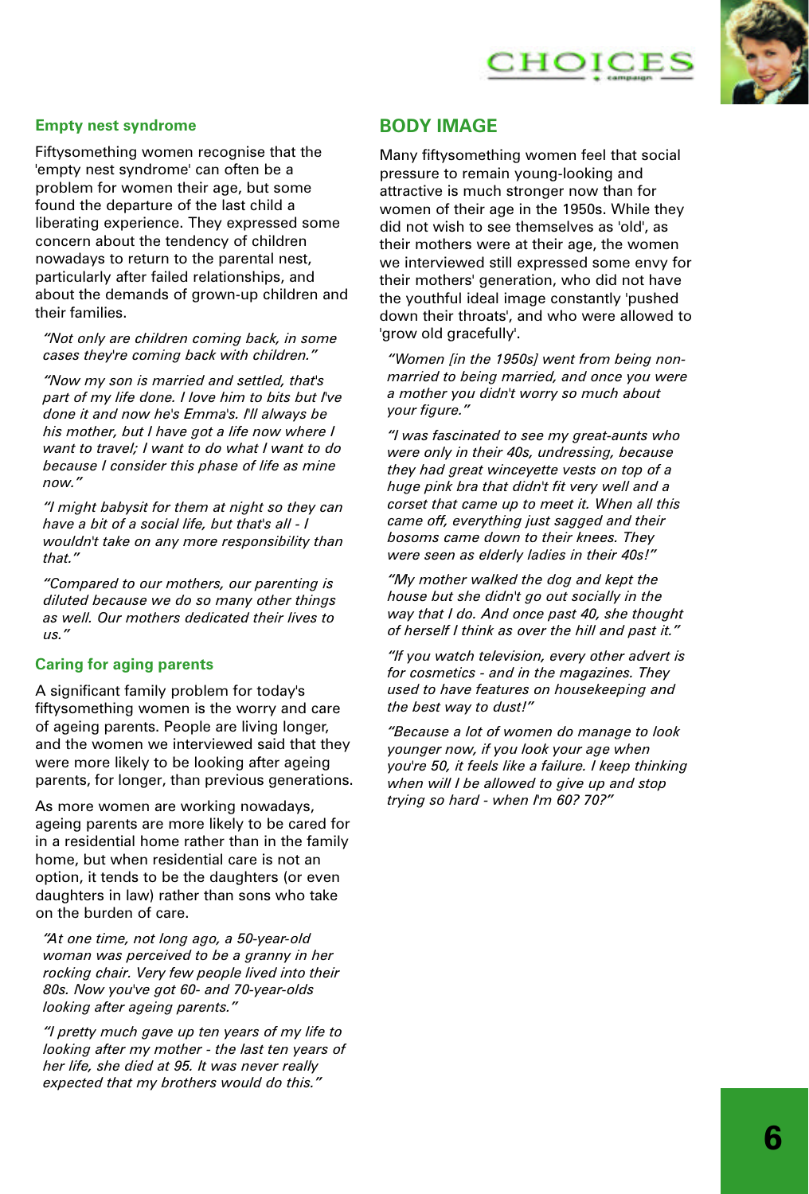### Empty nest syndrome

Fiftysomething women recognise that the 'empty nest syndrome' can often be a problem for women their age, but some found the departure of the last child a liberating experience. They expressed some concern about the tendency of children nowadays to return to the parental nest, particularly after failed relationships, and about the demands of grown-up children and their families.

*"Not only are children coming back, in some cases they're coming back with children."*

*"Now my son is married and settled, that's part of my life done. I love him to bits but I've done it and now he's Emma's. I'll always be his mother, but I have got a life now where I want to travel; I want to do what I want to do because I consider this phase of life as mine now."*

*"I might babysit for them at night so they can have a bit of a social life, but that's all - I wouldn't take on any more responsibility than that."*

*"Compared to our mothers, our parenting is diluted because we do so many other things as well. Our mothers dedicated their lives to us."*

### Caring for aging parents

A significant family problem for today's fiftysomething women is the worry and care of ageing parents. People are living longer, and the women we interviewed said that they were more likely to be looking after ageing parents, for longer, than previous generations.

As more women are working nowadays, ageing parents are more likely to be cared for in a residential home rather than in the family home, but when residential care is not an option, it tends to be the daughters (or even daughters in law) rather than sons who take on the burden of care.

*"At one time, not long ago, a 50-year-old woman was perceived to be a granny in her rocking chair. Very few people lived into their 80s. Now you've got 60- and 70-year-olds looking after ageing parents."*

*"I pretty much gave up ten years of my life to looking after my mother - the last ten years of her life, she died at 95. It was never really expected that my brothers would do this."*

## BODY IMAGE

Many fiftysomething women feel that social pressure to remain young-looking and attractive is much stronger now than for women of their age in the 1950s. While they did not wish to see themselves as 'old', as their mothers were at their age, the women we interviewed still expressed some envy for their mothers' generation, who did not have the youthful ideal image constantly 'pushed down their throats', and who were allowed to 'grow old gracefully'.

*"Women [in the 1950s] went from being non-married to being married, and once you were a mother you didn't worry so much about your figure."*

*"I was fascinated to see my great-aunts who were only in their 40s, undressing, because they had great winceyette vests on top of a huge pink bra that didn't fit very well and a corset that came up to meet it. When all this came off, everything just sagged and their bosoms came down to their knees. They were seen as elderly ladies in their 40s!"*

*"My mother walked the dog and kept the house but she didn't go out socially in the way that I do. And once past 40, she thought of herself I think as over the hill and past it."*

*"If you watch television, every other advert is for cosmetics - and in the magazines. They used to have features on housekeeping and the best way to dust!"*

*"Because a lot of women do manage to look younger now, if you look your age when you're 50, it feels like a failure. I keep thinking when will I be allowed to give up and stop trying so hard - when I'm 60? 70?"*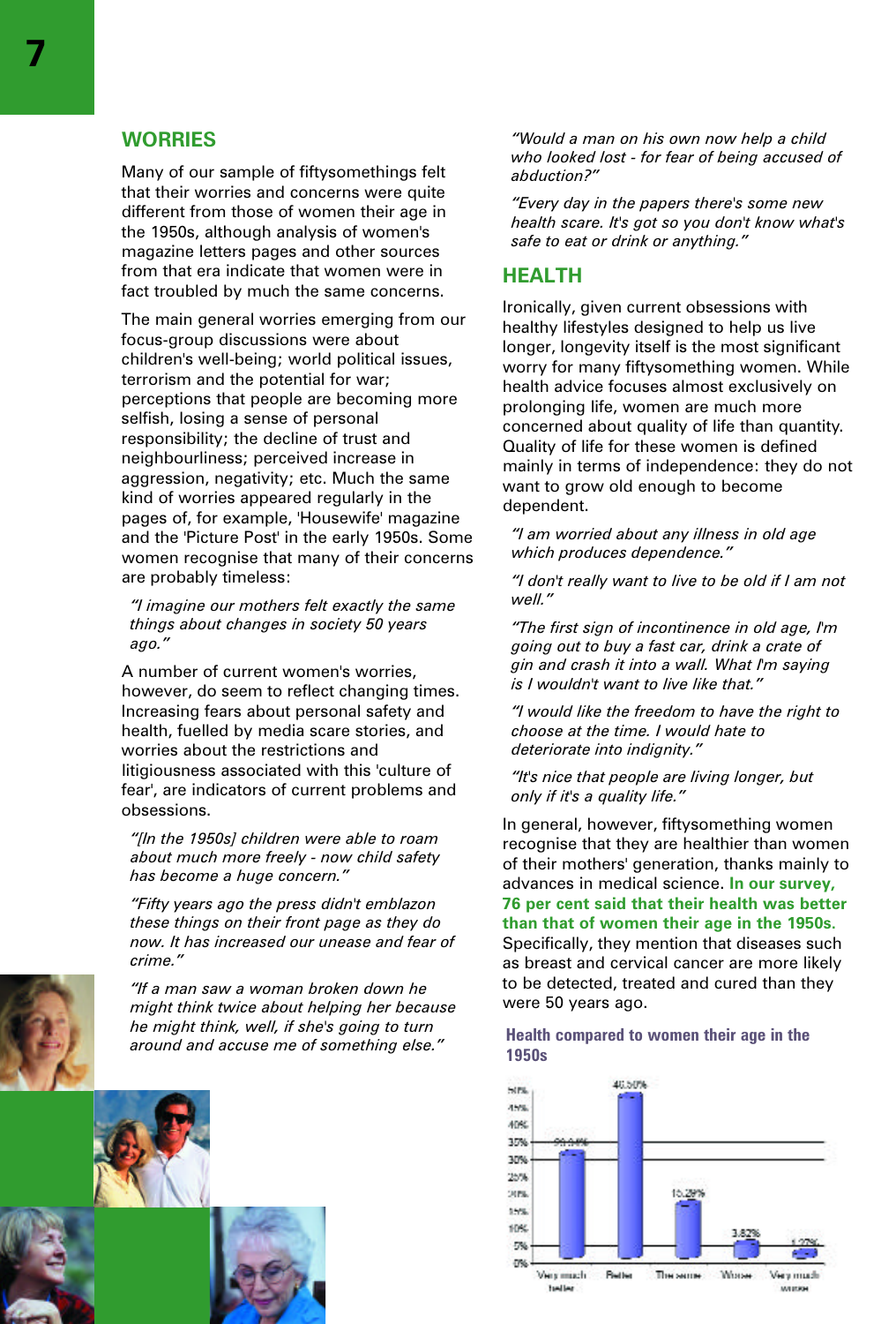## WORRIES

Many of our sample of fiftysomethings felt that their worries and concerns were quite different from those of women their age in the 1950s, although analysis of women's magazine letters pages and other sources from that era indicate that women were in fact troubled by much the same concerns.

The main general worries emerging from our focus-group discussions were about children's well-being; world political issues, terrorism and the potential for war; perceptions that people are becoming more selfish, losing a sense of personal responsibility; the decline of trust and neighbourliness; perceived increase in aggression, negativity; etc. Much the same kind of worries appeared regularly in the pages of, for example, 'Housewife' magazine and the 'Picture Post' in the early 1950s. Some women recognise that many of their concerns are probably timeless:

> *"I imagine our mothers felt exactly the same things about changes in society 50 years ago."*

A number of current women's worries, however, do seem to reflect changing times. Increasing fears about personal safety and health, fuelled by media scare stories, and worries about the restrictions and litigiousness associated with this 'culture of fear', are indicators of current problems and obsessions.

> *"[In the 1950s] children were able to roam about much more freely - now child safety has become a huge concern."*

> *"Fifty years ago the press didn't emblazon these things on their front page as they do now. It has increased our unease and fear of crime."*

> *"If a man saw a woman broken down he might think twice about helping her because he might think, well, if she's going to turn around and accuse me of something else."*

> *"Would a man on his own now help a child who looked lost - for fear of being accused of abduction?"*

> *"Every day in the papers there's some new health scare. It's got so you don't know what's safe to eat or drink or anything."*

## HEALTH

Ironically, given current obsessions with healthy lifestyles designed to help us live longer, longevity itself is the most significant worry for many fiftysomething women. While health advice focuses almost exclusively on prolonging life, women are much more concerned about quality of life than quantity. Quality of life for these women is defined mainly in terms of independence: they do not want to grow old enough to become dependent.

> *"I am worried about any illness in old age which produces dependence."*

> *"I don't really want to live to be old if I am not well."*

> *"The first sign of incontinence in old age, I'm going out to buy a fast car, drink a crate of gin and crash it into a wall. What I'm saying is I wouldn't want to live like that."*

> *"I would like the freedom to have the right to choose at the time. I would hate to deteriorate into indignity."*

> *"It's nice that people are living longer, but only if it's a quality life."*

In general, however, fiftysomething women recognise that they are healthier than women of their mothers' generation, thanks mainly to advances in medical science. **In our survey, 76 per cent said that their health was better than that of women their age in the 1950s.** Specifically, they mention that diseases such as breast and cervical cancer are more likely to be detected, treated and cured than they were 50 years ago.

**Health compared to women their age in the 1950s**

| Very much better | Better | The same | Worse | Very much worse |
|---|---|---|---|---|
| 30.34% | 46.50% | 15.29% | 3.82% | 1.27% |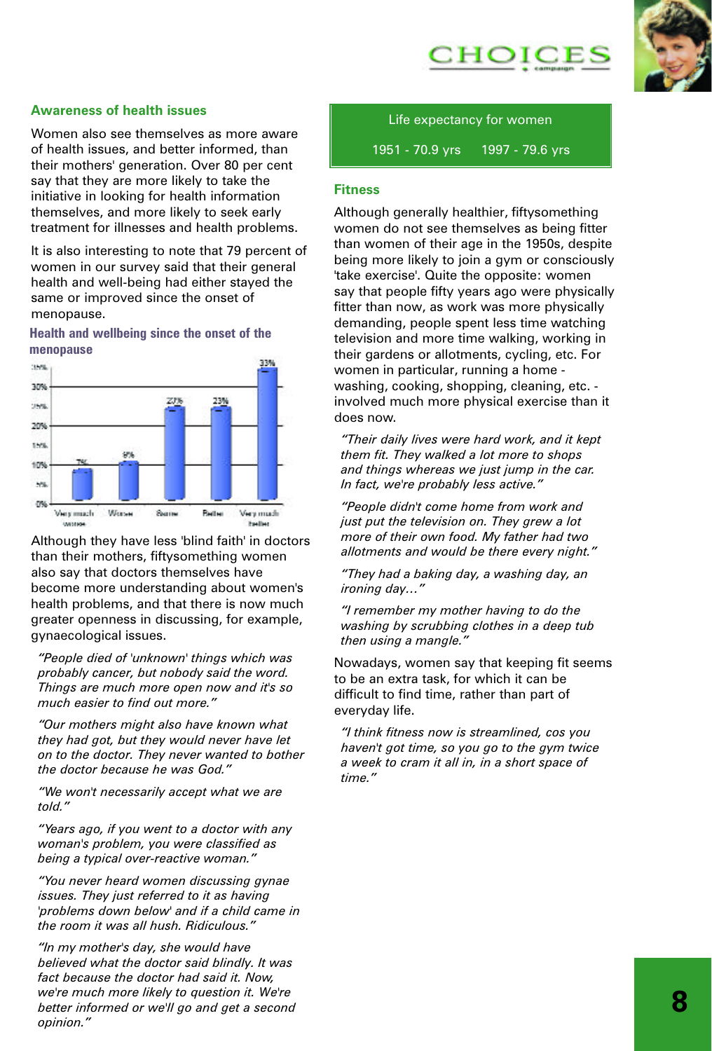## Awareness of health issues

Women also see themselves as more aware of health issues, and better informed, than their mothers' generation. Over 80 per cent say that they are more likely to take the initiative in looking for health information themselves, and more likely to seek early treatment for illnesses and health problems.

It is also interesting to note that 79 percent of women in our survey said that their general health and well-being had either stayed the same or improved since the onset of menopause.

**Health and wellbeing since the onset of the menopause**

| Very much worse | Worse | Same | Better | Very much better |
|---|---|---|---|---|
| 7% | 9% | 27% | 23% | 33% |

Although they have less 'blind faith' in doctors than their mothers, fiftysomething women also say that doctors themselves have become more understanding about women's health problems, and that there is now much greater openness in discussing, for example, gynaecological issues.

*"People died of 'unknown' things which was probably cancer, but nobody said the word. Things are much more open now and it's so much easier to find out more."*

*"Our mothers might also have known what they had got, but they would never have let on to the doctor. They never wanted to bother the doctor because he was God."*

*"We won't necessarily accept what we are told."*

*"Years ago, if you went to a doctor with any woman's problem, you were classified as being a typical over-reactive woman."*

*"You never heard women discussing gynae issues. They just referred to it as having 'problems down below' and if a child came in the room it was all hush. Ridiculous."*

*"In my mother's day, she would have believed what the doctor said blindly. It was fact because the doctor had said it. Now, we're much more likely to question it. We're better informed or we'll go and get a second opinion."*

> Life expectancy for women
>
> 1951 - 70.9 yrs 1997 - 79.6 yrs

## Fitness

Although generally healthier, fiftysomething women do not see themselves as being fitter than women of their age in the 1950s, despite being more likely to join a gym or consciously 'take exercise'. Quite the opposite: women say that people fifty years ago were physically fitter than now, as work was more physically demanding, people spent less time watching television and more time walking, working in their gardens or allotments, cycling, etc. For women in particular, running a home - washing, cooking, shopping, cleaning, etc. - involved much more physical exercise than it does now.

*"Their daily lives were hard work, and it kept them fit. They walked a lot more to shops and things whereas we just jump in the car. In fact, we're probably less active."*

*"People didn't come home from work and just put the television on. They grew a lot more of their own food. My father had two allotments and would be there every night."*

*"They had a baking day, a washing day, an ironing day..."*

*"I remember my mother having to do the washing by scrubbing clothes in a deep tub then using a mangle."*

Nowadays, women say that keeping fit seems to be an extra task, for which it can be difficult to find time, rather than part of everyday life.

*"I think fitness now is streamlined, cos you haven't got time, so you go to the gym twice a week to cram it all in, in a short space of time."*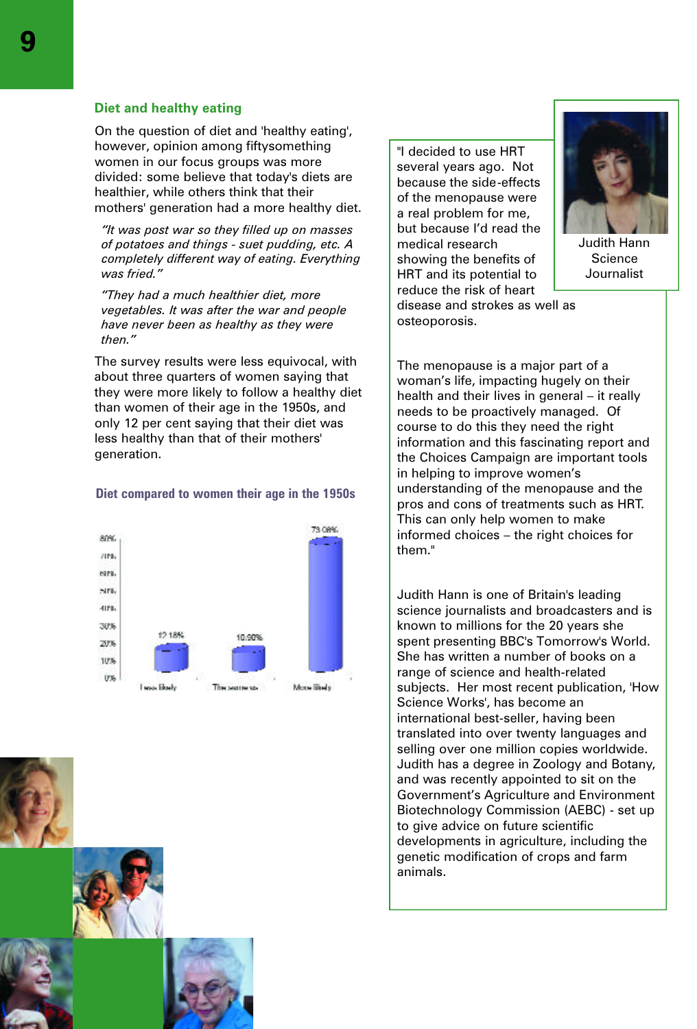## Diet and healthy eating

On the question of diet and 'healthy eating', however, opinion among fiftysomething women in our focus groups was more divided: some believe that today's diets are healthier, while others think that their mothers' generation had a more healthy diet.

> *"It was post war so they filled up on masses of potatoes and things - suet pudding, etc. A completely different way of eating. Everything was fried."*

> *"They had a much healthier diet, more vegetables. It was after the war and people have never been as healthy as they were then."*

The survey results were less equivocal, with about three quarters of women saying that they were more likely to follow a healthy diet than women of their age in the 1950s, and only 12 per cent saying that their diet was less healthy than that of their mothers' generation.

### Diet compared to women their age in the 1950s

| Response | Percentage |
|---|---|
| Less likely | 12.18% |
| The same as | 10.90% |
| More likely | 73.08% |

"I decided to use HRT several years ago. Not because the side-effects of the menopause were a real problem for me, but because I'd read the medical research showing the benefits of HRT and its potential to reduce the risk of heart disease and strokes as well as osteoporosis.

The menopause is a major part of a woman's life, impacting hugely on their health and their lives in general – it really needs to be proactively managed. Of course to do this they need the right information and this fascinating report and the Choices Campaign are important tools in helping to improve women's understanding of the menopause and the pros and cons of treatments such as HRT. This can only help women to make informed choices – the right choices for them."

Judith Hann
Science Journalist

Judith Hann is one of Britain's leading science journalists and broadcasters and is known to millions for the 20 years she spent presenting BBC's Tomorrow's World. She has written a number of books on a range of science and health-related subjects. Her most recent publication, 'How Science Works', has become an international best-seller, having been translated into over twenty languages and selling over one million copies worldwide. Judith has a degree in Zoology and Botany, and was recently appointed to sit on the Government's Agriculture and Environment Biotechnology Commission (AEBC) - set up to give advice on future scientific developments in agriculture, including the genetic modification of crops and farm animals.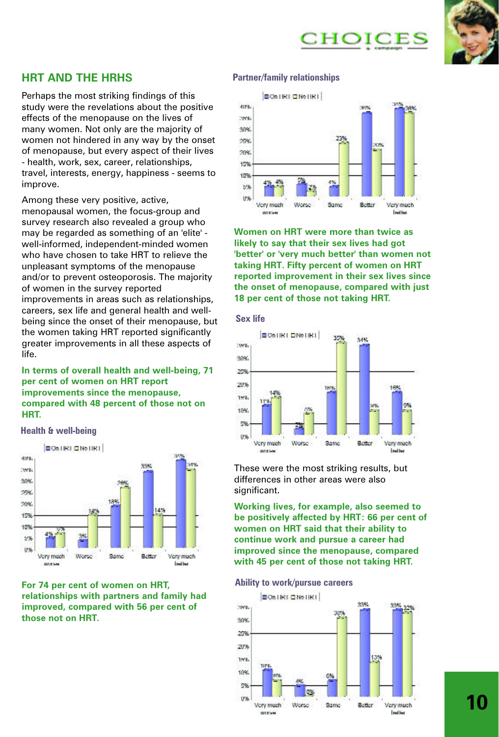## HRT AND THE HRHS

Perhaps the most striking findings of this study were the revelations about the positive effects of the menopause on the lives of many women. Not only are the majority of women not hindered in any way by the onset of menopause, but every aspect of their lives - health, work, sex, career, relationships, travel, interests, energy, happiness - seems to improve.

Among these very positive, active, menopausal women, the focus-group and survey research also revealed a group who may be regarded as something of an 'elite' - well-informed, independent-minded women who have chosen to take HRT to relieve the unpleasant symptoms of the menopause and/or to prevent osteoporosis. The majority of women in the survey reported improvements in areas such as relationships, careers, sex life and general health and well-being since the onset of their menopause, but the women taking HRT reported significantly greater improvements in all these aspects of life.

**In terms of overall health and well-being, 71 per cent of women on HRT report improvements since the menopause, compared with 48 percent of those not on HRT.**

**Health & well-being**

| | Very much worse | Worse | Same | Better | Very much better |
|---|---|---|---|---|---|
| On HRT | 4% | 3% | 18% | 33% | 38% |
| No HRT | 7% | 14% | 26% | 14% | 34% |

**For 74 per cent of women on HRT, relationships with partners and family had improved, compared with 56 per cent of those not on HRT.**

**Partner/family relationships**

| | Very much worse | Worse | Same | Better | Very much better |
|---|---|---|---|---|---|
| On HRT | 4% | 5% | 4% | 36% | 38% |
| No HRT | 4% | 2% | 23% | 20% | 36% |

**Women on HRT were more than twice as likely to say that their sex lives had got 'better' or 'very much better' than women not taking HRT. Fifty percent of women on HRT reported improvement in their sex lives since the onset of menopause, compared with just 18 per cent of those not taking HRT.**

**Sex life**

| | Very much worse | Worse | Same | Better | Very much better |
|---|---|---|---|---|---|
| On HRT | 11% | 2% | 16% | 34% | 16% |
| No HRT | 14% | 8% | 35% | 9% | 9% |

These were the most striking results, but differences in other areas were also significant.

**Working lives, for example, also seemed to be positively affected by HRT: 66 per cent of women on HRT said that their ability to continue work and pursue a career had improved since the menopause, compared with 45 per cent of those not taking HRT.**

**Ability to work/pursue careers**

| | Very much worse | Worse | Same | Better | Very much better |
|---|---|---|---|---|---|
| On HRT | 10% | 4% | 6% | 33% | 33% |
| No HRT | 6% | 0% | 30% | 13% | 32% |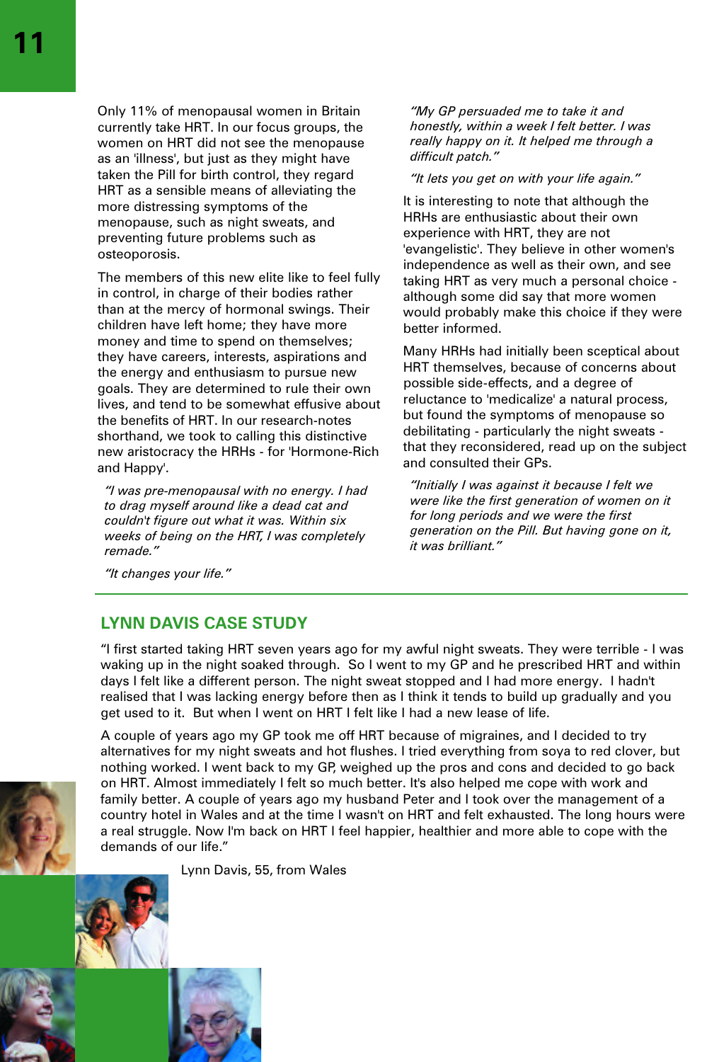Only 11% of menopausal women in Britain currently take HRT. In our focus groups, the women on HRT did not see the menopause as an 'illness', but just as they might have taken the Pill for birth control, they regard HRT as a sensible means of alleviating the more distressing symptoms of the menopause, such as night sweats, and preventing future problems such as osteoporosis.

The members of this new elite like to feel fully in control, in charge of their bodies rather than at the mercy of hormonal swings. Their children have left home; they have more money and time to spend on themselves; they have careers, interests, aspirations and the energy and enthusiasm to pursue new goals. They are determined to rule their own lives, and tend to be somewhat effusive about the benefits of HRT. In our research-notes shorthand, we took to calling this distinctive new aristocracy the HRHs - for 'Hormone-Rich and Happy'.

> *"I was pre-menopausal with no energy. I had to drag myself around like a dead cat and couldn't figure out what it was. Within six weeks of being on the HRT, I was completely remade."*

> *"It changes your life."*

> *"My GP persuaded me to take it and honestly, within a week I felt better. I was really happy on it. It helped me through a difficult patch."*

> *"It lets you get on with your life again."*

It is interesting to note that although the HRHs are enthusiastic about their own experience with HRT, they are not 'evangelistic'. They believe in other women's independence as well as their own, and see taking HRT as very much a personal choice - although some did say that more women would probably make this choice if they were better informed.

Many HRHs had initially been sceptical about HRT themselves, because of concerns about possible side-effects, and a degree of reluctance to 'medicalize' a natural process, but found the symptoms of menopause so debilitating - particularly the night sweats - that they reconsidered, read up on the subject and consulted their GPs.

> *"Initially I was against it because I felt we were like the first generation of women on it for long periods and we were the first generation on the Pill. But having gone on it, it was brilliant."*

---

## LYNN DAVIS CASE STUDY

"I first started taking HRT seven years ago for my awful night sweats. They were terrible - I was waking up in the night soaked through. So I went to my GP and he prescribed HRT and within days I felt like a different person. The night sweat stopped and I had more energy. I hadn't realised that I was lacking energy before then as I think it tends to build up gradually and you get used to it. But when I went on HRT I felt like I had a new lease of life.

A couple of years ago my GP took me off HRT because of migraines, and I decided to try alternatives for my night sweats and hot flushes. I tried everything from soya to red clover, but nothing worked. I went back to my GP, weighed up the pros and cons and decided to go back on HRT. Almost immediately I felt so much better. It's also helped me cope with work and family better. A couple of years ago my husband Peter and I took over the management of a country hotel in Wales and at the time I wasn't on HRT and felt exhausted. The long hours were a real struggle. Now I'm back on HRT I feel happier, healthier and more able to cope with the demands of our life."

Lynn Davis, 55, from Wales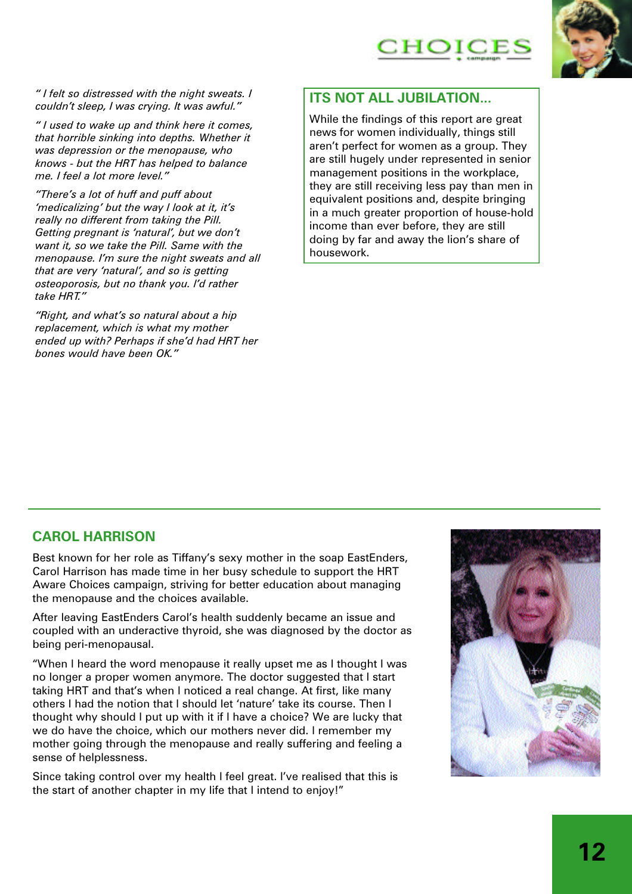*" I felt so distressed with the night sweats. I couldn't sleep, I was crying. It was awful."*

*" I used to wake up and think here it comes, that horrible sinking into depths. Whether it was depression or the menopause, who knows - but the HRT has helped to balance me. I feel a lot more level."*

*"There's a lot of huff and puff about 'medicalizing' but the way I look at it, it's really no different from taking the Pill. Getting pregnant is 'natural', but we don't want it, so we take the Pill. Same with the menopause. I'm sure the night sweats and all that are very 'natural', and so is getting osteoporosis, but no thank you. I'd rather take HRT."*

*"Right, and what's so natural about a hip replacement, which is what my mother ended up with? Perhaps if she'd had HRT her bones would have been OK."*

## ITS NOT ALL JUBILATION...

While the findings of this report are great news for women individually, things still aren't perfect for women as a group. They are still hugely under represented in senior management positions in the workplace, they are still receiving less pay than men in equivalent positions and, despite bringing in a much greater proportion of house-hold income than ever before, they are still doing by far and away the lion's share of housework.

## CAROL HARRISON

Best known for her role as Tiffany's sexy mother in the soap EastEnders, Carol Harrison has made time in her busy schedule to support the HRT Aware Choices campaign, striving for better education about managing the menopause and the choices available.

After leaving EastEnders Carol's health suddenly became an issue and coupled with an underactive thyroid, she was diagnosed by the doctor as being peri-menopausal.

"When I heard the word menopause it really upset me as I thought I was no longer a proper women anymore. The doctor suggested that I start taking HRT and that's when I noticed a real change. At first, like many others I had the notion that I should let 'nature' take its course. Then I thought why should I put up with it if I have a choice? We are lucky that we do have the choice, which our mothers never did. I remember my mother going through the menopause and really suffering and feeling a sense of helplessness.

Since taking control over my health I feel great. I've realised that this is the start of another chapter in my life that I intend to enjoy!"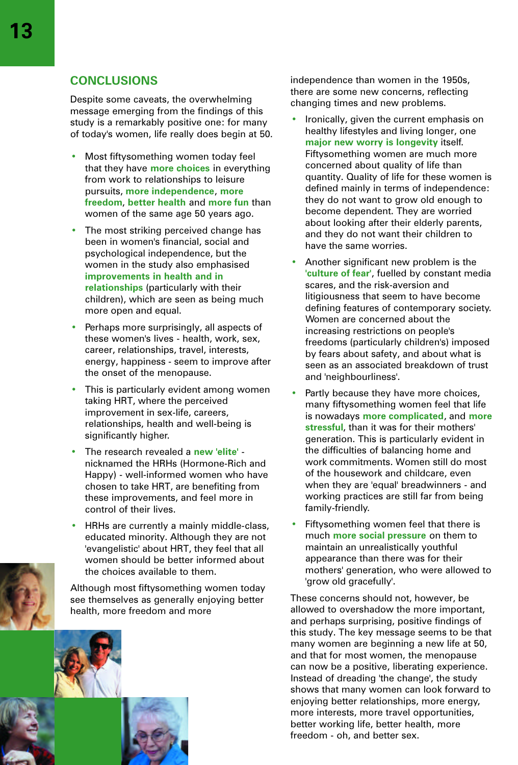## CONCLUSIONS

Despite some caveats, the overwhelming message emerging from the findings of this study is a remarkably positive one: for many of today's women, life really does begin at 50.

- Most fiftysomething women today feel that they have **more choices** in everything from work to relationships to leisure pursuits, **more independence**, **more freedom**, **better health** and **more fun** than women of the same age 50 years ago.
- The most striking perceived change has been in women's financial, social and psychological independence, but the women in the study also emphasised **improvements in health and in relationships** (particularly with their children), which are seen as being much more open and equal.
- Perhaps more surprisingly, all aspects of these women's lives - health, work, sex, career, relationships, travel, interests, energy, happiness - seem to improve after the onset of the menopause.
- This is particularly evident among women taking HRT, where the perceived improvement in sex-life, careers, relationships, health and well-being is significantly higher.
- The research revealed a **new 'elite'** - nicknamed the HRHs (Hormone-Rich and Happy) - well-informed women who have chosen to take HRT, are benefiting from these improvements, and feel more in control of their lives.
- HRHs are currently a mainly middle-class, educated minority. Although they are not 'evangelistic' about HRT, they feel that all women should be better informed about the choices available to them.

Although most fiftysomething women today see themselves as generally enjoying better health, more freedom and more independence than women in the 1950s, there are some new concerns, reflecting changing times and new problems.

- Ironically, given the current emphasis on healthy lifestyles and living longer, one **major new worry is longevity** itself. Fiftysomething women are much more concerned about quality of life than quantity. Quality of life for these women is defined mainly in terms of independence: they do not want to grow old enough to become dependent. They are worried about looking after their elderly parents, and they do not want their children to have the same worries.
- Another significant new problem is the **'culture of fear'**, fuelled by constant media scares, and the risk-aversion and litigiousness that seem to have become defining features of contemporary society. Women are concerned about the increasing restrictions on people's freedoms (particularly children's) imposed by fears about safety, and about what is seen as an associated breakdown of trust and 'neighbourliness'.
- Partly because they have more choices, many fiftysomething women feel that life is nowadays **more complicated**, and **more stressful**, than it was for their mothers' generation. This is particularly evident in the difficulties of balancing home and work commitments. Women still do most of the housework and childcare, even when they are 'equal' breadwinners - and working practices are still far from being family-friendly.
- Fiftysomething women feel that there is much **more social pressure** on them to maintain an unrealistically youthful appearance than there was for their mothers' generation, who were allowed to 'grow old gracefully'.

These concerns should not, however, be allowed to overshadow the more important, and perhaps surprising, positive findings of this study. The key message seems to be that many women are beginning a new life at 50, and that for most women, the menopause can now be a positive, liberating experience. Instead of dreading 'the change', the study shows that many women can look forward to enjoying better relationships, more energy, more interests, more travel opportunities, better working life, better health, more freedom - oh, and better sex.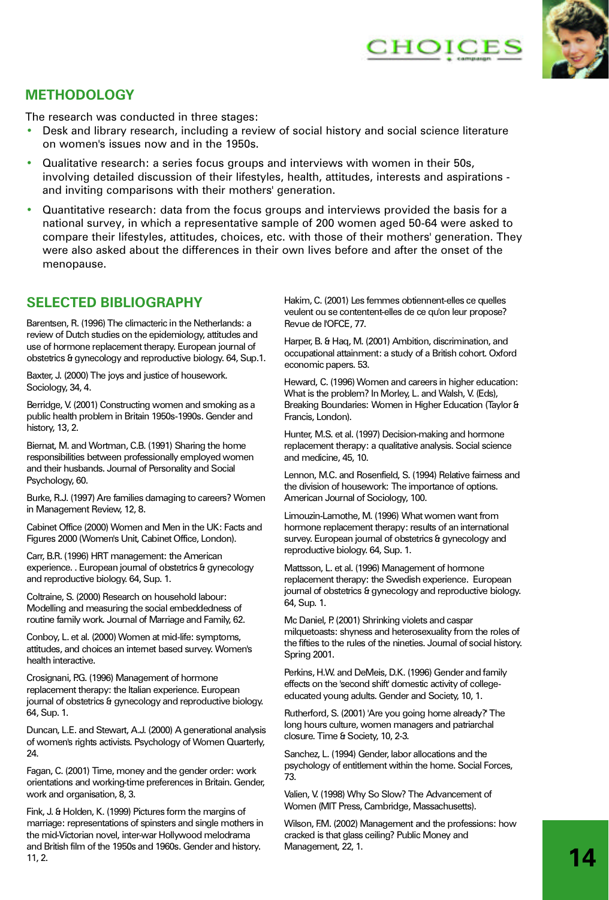## METHODOLOGY

The research was conducted in three stages:

- Desk and library research, including a review of social history and social science literature on women's issues now and in the 1950s.
- Qualitative research: a series focus groups and interviews with women in their 50s, involving detailed discussion of their lifestyles, health, attitudes, interests and aspirations - and inviting comparisons with their mothers' generation.
- Quantitative research: data from the focus groups and interviews provided the basis for a national survey, in which a representative sample of 200 women aged 50-64 were asked to compare their lifestyles, attitudes, choices, etc. with those of their mothers' generation. They were also asked about the differences in their own lives before and after the onset of the menopause.

## SELECTED BIBLIOGRAPHY

Barentsen, R. (1996) The climacteric in the Netherlands: a review of Dutch studies on the epidemiology, attitudes and use of hormone replacement therapy. European journal of obstetrics & gynecology and reproductive biology. 64, Sup.1.

Baxter, J. (2000) The joys and justice of housework. Sociology, 34, 4.

Berridge, V. (2001) Constructing women and smoking as a public health problem in Britain 1950s-1990s. Gender and history, 13, 2.

Biernat, M. and Wortman, C.B. (1991) Sharing the home responsibilities between professionally employed women and their husbands. Journal of Personality and Social Psychology, 60.

Burke, R.J. (1997) Are families damaging to careers? Women in Management Review, 12, 8.

Cabinet Office (2000) Women and Men in the UK: Facts and Figures 2000 (Women's Unit, Cabinet Office, London).

Carr, B.R. (1996) HRT management: the American experience. . European journal of obstetrics & gynecology and reproductive biology. 64, Sup. 1.

Coltraine, S. (2000) Research on household labour: Modelling and measuring the social embeddedness of routine family work. Journal of Marriage and Family, 62.

Conboy, L. et al. (2000) Women at mid-life: symptoms, attitudes, and choices an internet based survey. Women's health interactive.

Crosignani, P.G. (1996) Management of hormone replacement therapy: the Italian experience. European journal of obstetrics & gynecology and reproductive biology. 64, Sup. 1.

Duncan, L.E. and Stewart, A.J. (2000) A generational analysis of women's rights activists. Psychology of Women Quarterly, 24.

Fagan, C. (2001) Time, money and the gender order: work orientations and working-time preferences in Britain. Gender, work and organisation, 8, 3.

Fink, J. & Holden, K. (1999) Pictures form the margins of marriage: representations of spinsters and single mothers in the mid-Victorian novel, inter-war Hollywood melodrama and British film of the 1950s and 1960s. Gender and history. 11, 2.

Hakim, C. (2001) Les femmes obtiennent-elles ce quelles veulent ou se contentent-elles de ce qu'on leur propose? Revue de l'OFCE, 77.

Harper, B. & Haq, M. (2001) Ambition, discrimination, and occupational attainment: a study of a British cohort. Oxford economic papers. 53.

Heward, C. (1996) Women and careers in higher education: What is the problem? In Morley, L. and Walsh, V. (Eds), Breaking Boundaries: Women in Higher Education (Taylor & Francis, London).

Hunter, M.S. et al. (1997) Decision-making and hormone replacement therapy: a qualitative analysis. Social science and medicine, 45, 10.

Lennon, M.C. and Rosenfield, S. (1994) Relative fairness and the division of housework: The importance of options. American Journal of Sociology, 100.

Limouzin-Lamothe, M. (1996) What women want from hormone replacement therapy: results of an international survey. European journal of obstetrics & gynecology and reproductive biology. 64, Sup. 1.

Mattsson, L. et al. (1996) Management of hormone replacement therapy: the Swedish experience. European journal of obstetrics & gynecology and reproductive biology. 64, Sup. 1.

Mc Daniel, P. (2001) Shrinking violets and caspar milquetoasts: shyness and heterosexuality from the roles of the fifties to the rules of the nineties. Journal of social history. Spring 2001.

Perkins, H.W. and DeMeis, D.K. (1996) Gender and family effects on the 'second shift' domestic activity of college-educated young adults. Gender and Society, 10, 1.

Rutherford, S. (2001) 'Are you going home already?' The long hours culture, women managers and patriarchal closure. Time & Society, 10, 2-3.

Sanchez, L. (1994) Gender, labor allocations and the psychology of entitlement within the home. Social Forces, 73.

Valien, V. (1998) Why So Slow? The Advancement of Women (MIT Press, Cambridge, Massachusetts).

Wilson, F.M. (2002) Management and the professions: how cracked is that glass ceiling? Public Money and Management, 22, 1.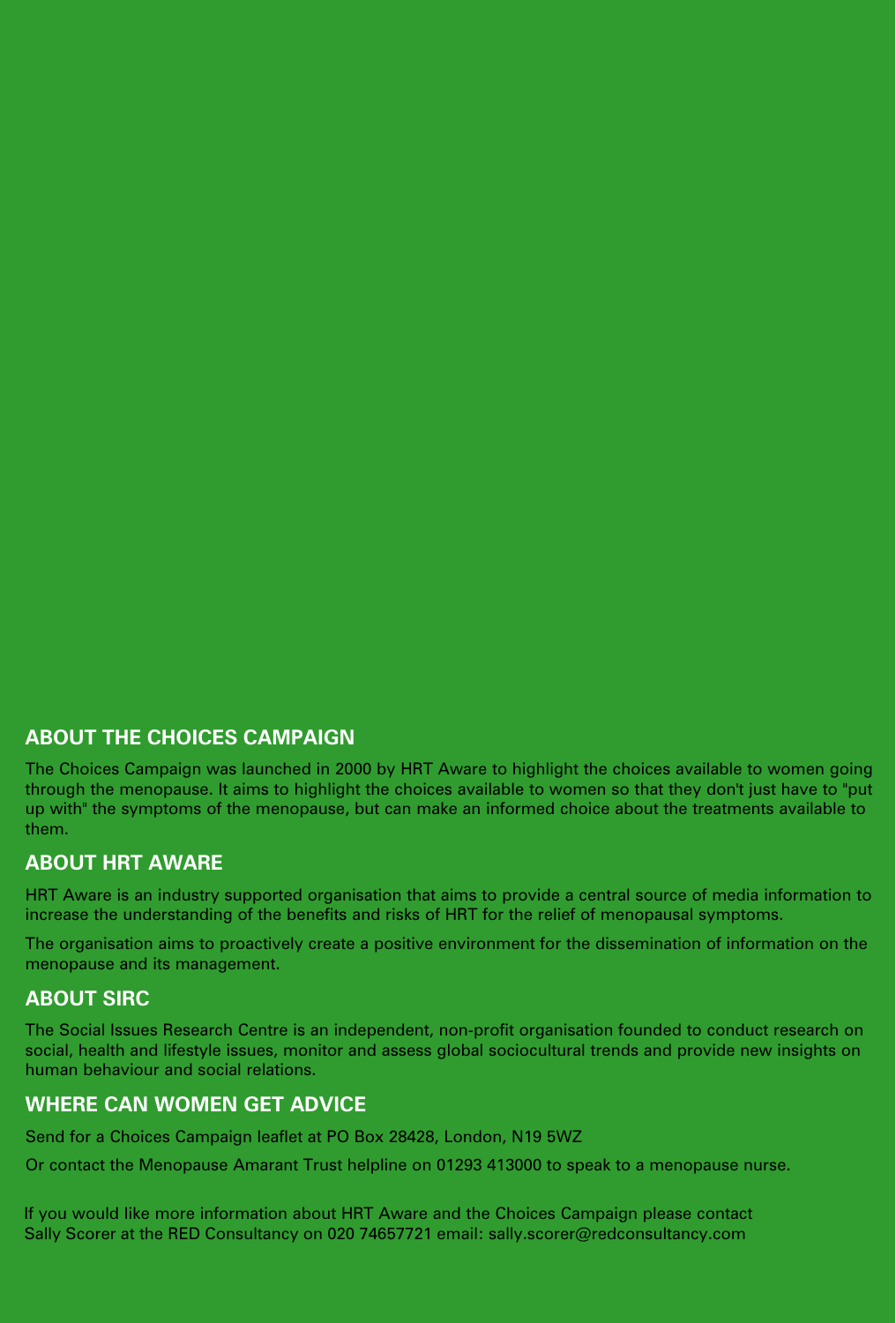## ABOUT THE CHOICES CAMPAIGN

The Choices Campaign was launched in 2000 by HRT Aware to highlight the choices available to women going through the menopause. It aims to highlight the choices available to women so that they don't just have to "put up with" the symptoms of the menopause, but can make an informed choice about the treatments available to them.

## ABOUT HRT AWARE

HRT Aware is an industry supported organisation that aims to provide a central source of media information to increase the understanding of the benefits and risks of HRT for the relief of menopausal symptoms.

The organisation aims to proactively create a positive environment for the dissemination of information on the menopause and its management.

## ABOUT SIRC

The Social Issues Research Centre is an independent, non-profit organisation founded to conduct research on social, health and lifestyle issues, monitor and assess global sociocultural trends and provide new insights on human behaviour and social relations.

## WHERE CAN WOMEN GET ADVICE

Send for a Choices Campaign leaflet at PO Box 28428, London, N19 5WZ

Or contact the Menopause Amarant Trust helpline on 01293 413000 to speak to a menopause nurse.

If you would like more information about HRT Aware and the Choices Campaign please contact Sally Scorer at the RED Consultancy on 020 74657721 email: sally.scorer@redconsultancy.com